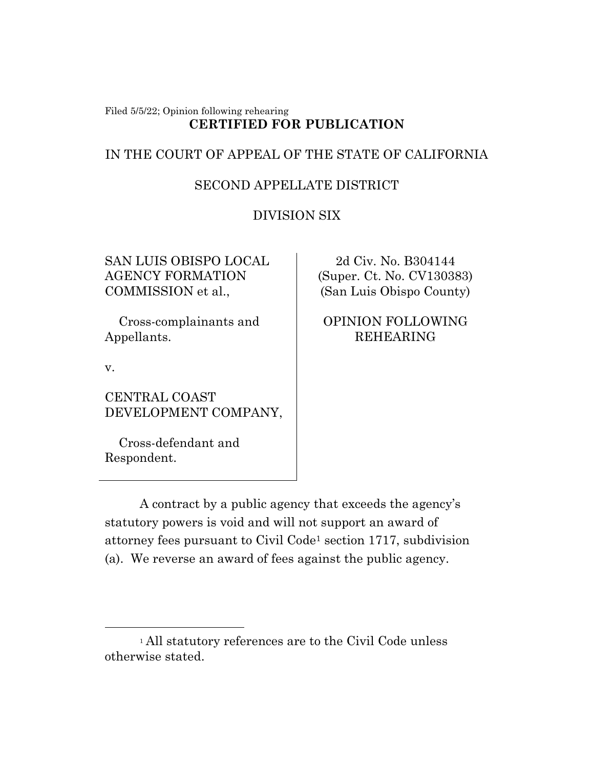Filed 5/5/22; Opinion following rehearing

**CERTIFIED FOR PUBLICATION**

IN THE COURT OF APPEAL OF THE STATE OF CALIFORNIA

SECOND APPELLATE DISTRICT

DIVISION SIX

| | |
|---|---|
| SAN LUIS OBISPO LOCAL AGENCY FORMATION COMMISSION et al.,<br><br>Cross-complainants and Appellants.<br><br>v.<br><br>CENTRAL COAST DEVELOPMENT COMPANY,<br><br>Cross-defendant and Respondent. | 2d Civ. No. B304144<br>(Super. Ct. No. CV130383)<br>(San Luis Obispo County)<br><br>OPINION FOLLOWING REHEARING |

A contract by a public agency that exceeds the agency's statutory powers is void and will not support an award of attorney fees pursuant to Civil Code[1] section 1717, subdivision (a). We reverse an award of fees against the public agency.

[1] All statutory references are to the Civil Code unless otherwise stated.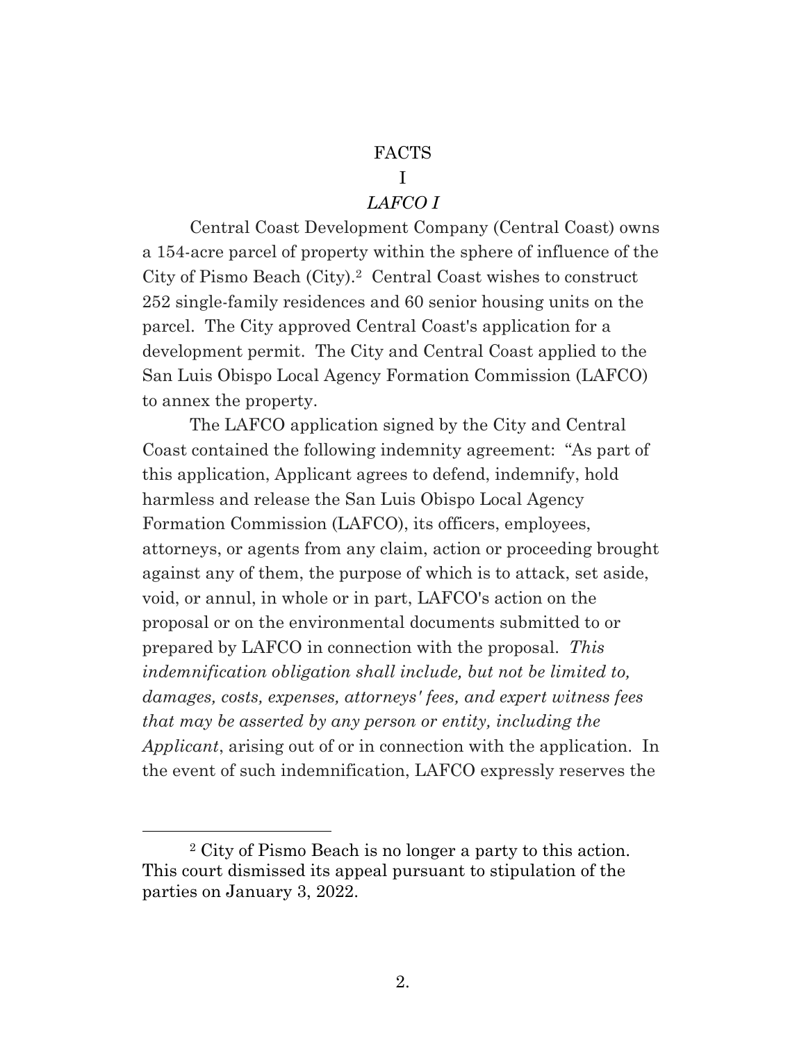# FACTS

## I

### *LAFCO I*

Central Coast Development Company (Central Coast) owns a 154-acre parcel of property within the sphere of influence of the City of Pismo Beach (City).[2] Central Coast wishes to construct 252 single-family residences and 60 senior housing units on the parcel. The City approved Central Coast's application for a development permit. The City and Central Coast applied to the San Luis Obispo Local Agency Formation Commission (LAFCO) to annex the property.

The LAFCO application signed by the City and Central Coast contained the following indemnity agreement: "As part of this application, Applicant agrees to defend, indemnify, hold harmless and release the San Luis Obispo Local Agency Formation Commission (LAFCO), its officers, employees, attorneys, or agents from any claim, action or proceeding brought against any of them, the purpose of which is to attack, set aside, void, or annul, in whole or in part, LAFCO's action on the proposal or on the environmental documents submitted to or prepared by LAFCO in connection with the proposal. *This indemnification obligation shall include, but not be limited to, damages, costs, expenses, attorneys' fees, and expert witness fees that may be asserted by any person or entity, including the Applicant*, arising out of or in connection with the application. In the event of such indemnification, LAFCO expressly reserves the

---

[2] City of Pismo Beach is no longer a party to this action. This court dismissed its appeal pursuant to stipulation of the parties on January 3, 2022.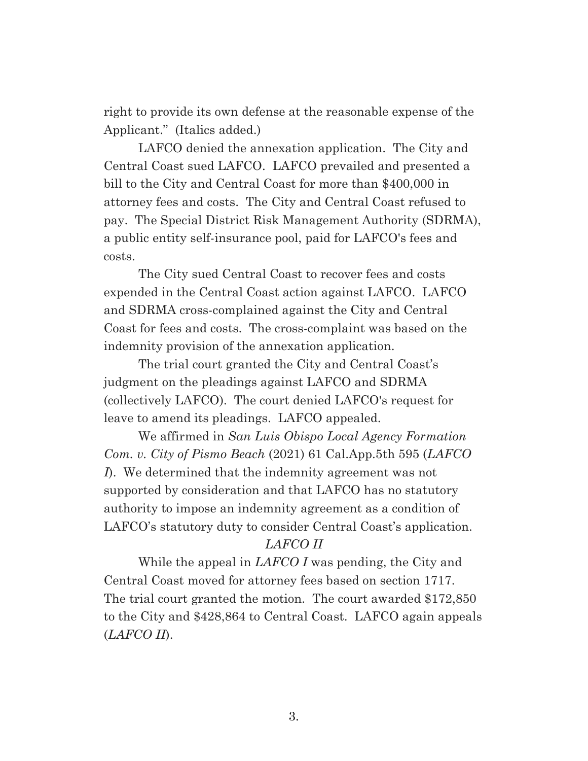right to provide its own defense at the reasonable expense of the Applicant." (Italics added.)

LAFCO denied the annexation application. The City and Central Coast sued LAFCO. LAFCO prevailed and presented a bill to the City and Central Coast for more than $400,000 in attorney fees and costs. The City and Central Coast refused to pay. The Special District Risk Management Authority (SDRMA), a public entity self-insurance pool, paid for LAFCO's fees and costs.

The City sued Central Coast to recover fees and costs expended in the Central Coast action against LAFCO. LAFCO and SDRMA cross-complained against the City and Central Coast for fees and costs. The cross-complaint was based on the indemnity provision of the annexation application.

The trial court granted the City and Central Coast's judgment on the pleadings against LAFCO and SDRMA (collectively LAFCO). The court denied LAFCO's request for leave to amend its pleadings. LAFCO appealed.

We affirmed in *San Luis Obispo Local Agency Formation Com. v. City of Pismo Beach* (2021) 61 Cal.App.5th 595 (*LAFCO I*). We determined that the indemnity agreement was not supported by consideration and that LAFCO has no statutory authority to impose an indemnity agreement as a condition of LAFCO's statutory duty to consider Central Coast's application.

*LAFCO II*

While the appeal in *LAFCO I* was pending, the City and Central Coast moved for attorney fees based on section 1717. The trial court granted the motion. The court awarded $172,850 to the City and $428,864 to Central Coast. LAFCO again appeals (*LAFCO II*).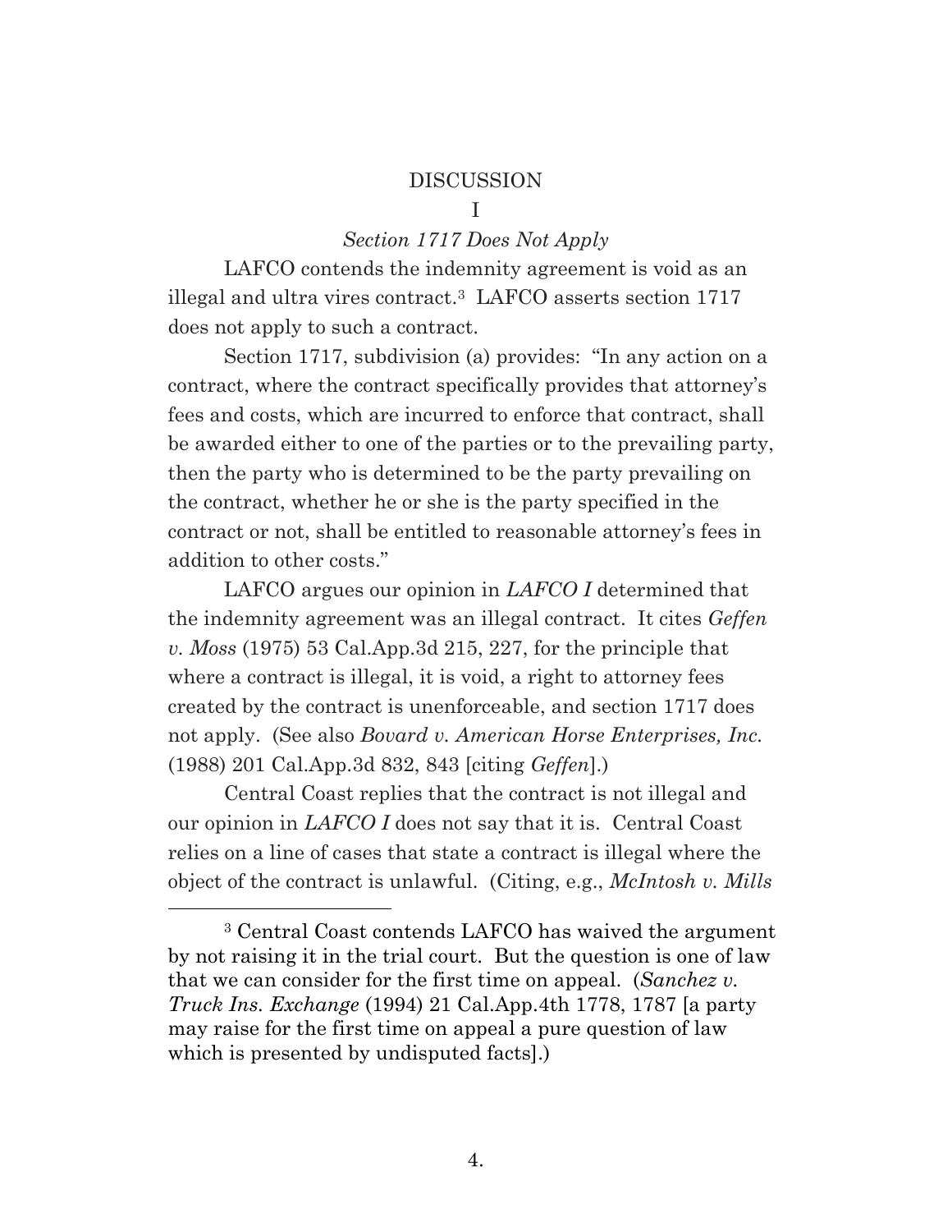## DISCUSSION

### I

### *Section 1717 Does Not Apply*

LAFCO contends the indemnity agreement is void as an illegal and ultra vires contract.[3] LAFCO asserts section 1717 does not apply to such a contract.

Section 1717, subdivision (a) provides: "In any action on a contract, where the contract specifically provides that attorney's fees and costs, which are incurred to enforce that contract, shall be awarded either to one of the parties or to the prevailing party, then the party who is determined to be the party prevailing on the contract, whether he or she is the party specified in the contract or not, shall be entitled to reasonable attorney's fees in addition to other costs."

LAFCO argues our opinion in *LAFCO I* determined that the indemnity agreement was an illegal contract. It cites *Geffen v. Moss* (1975) 53 Cal.App.3d 215, 227, for the principle that where a contract is illegal, it is void, a right to attorney fees created by the contract is unenforceable, and section 1717 does not apply. (See also *Bovard v. American Horse Enterprises, Inc.* (1988) 201 Cal.App.3d 832, 843 [citing *Geffen*].)

Central Coast replies that the contract is not illegal and our opinion in *LAFCO I* does not say that it is. Central Coast relies on a line of cases that state a contract is illegal where the object of the contract is unlawful. (Citing, e.g., *McIntosh v. Mills*

---

[3] Central Coast contends LAFCO has waived the argument by not raising it in the trial court. But the question is one of law that we can consider for the first time on appeal. (*Sanchez v. Truck Ins. Exchange* (1994) 21 Cal.App.4th 1778, 1787 [a party may raise for the first time on appeal a pure question of law which is presented by undisputed facts].)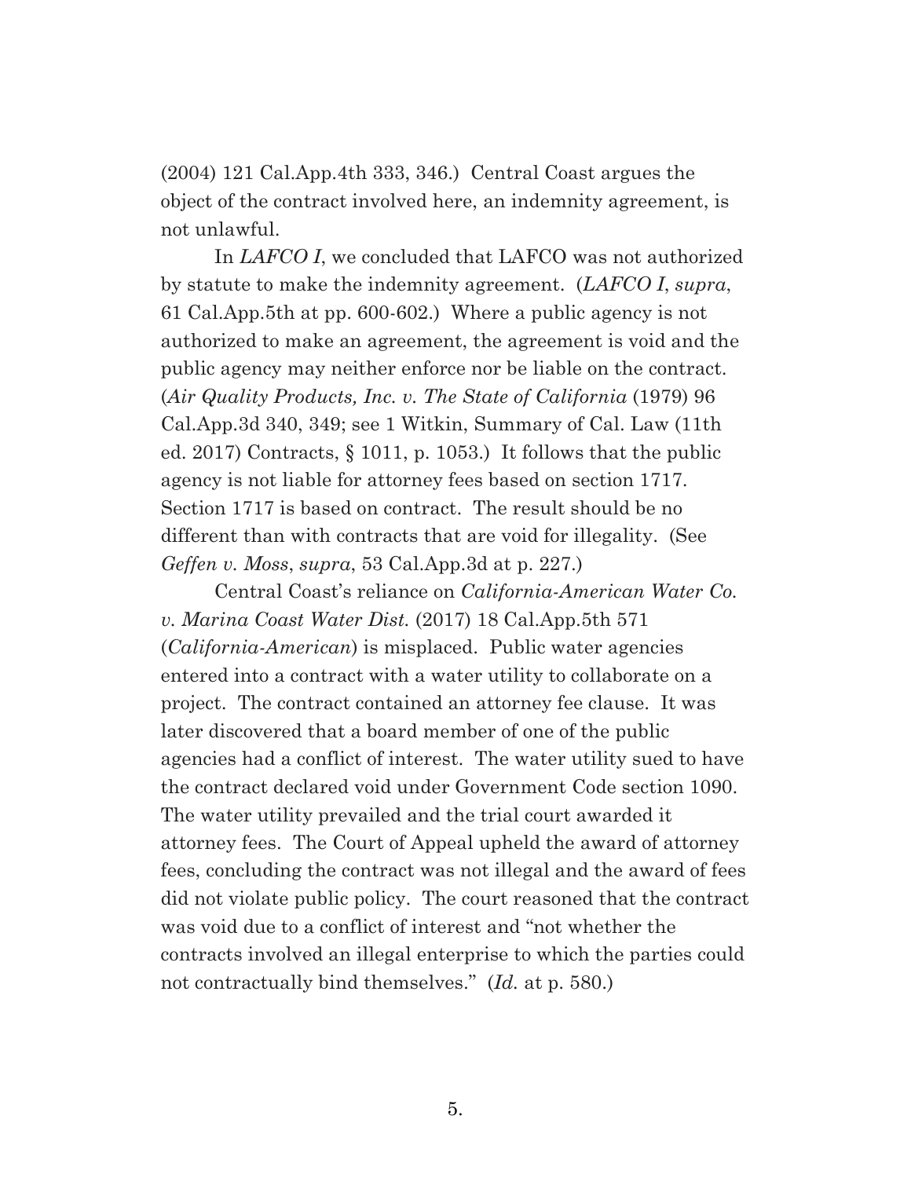(2004) 121 Cal.App.4th 333, 346.) Central Coast argues the object of the contract involved here, an indemnity agreement, is not unlawful.

In *LAFCO I*, we concluded that LAFCO was not authorized by statute to make the indemnity agreement. (*LAFCO I*, *supra*, 61 Cal.App.5th at pp. 600-602.) Where a public agency is not authorized to make an agreement, the agreement is void and the public agency may neither enforce nor be liable on the contract. (*Air Quality Products, Inc. v. The State of California* (1979) 96 Cal.App.3d 340, 349; see 1 Witkin, Summary of Cal. Law (11th ed. 2017) Contracts, § 1011, p. 1053.) It follows that the public agency is not liable for attorney fees based on section 1717. Section 1717 is based on contract. The result should be no different than with contracts that are void for illegality. (See *Geffen v. Moss*, *supra*, 53 Cal.App.3d at p. 227.)

Central Coast's reliance on *California-American Water Co. v. Marina Coast Water Dist.* (2017) 18 Cal.App.5th 571 (*California-American*) is misplaced. Public water agencies entered into a contract with a water utility to collaborate on a project. The contract contained an attorney fee clause. It was later discovered that a board member of one of the public agencies had a conflict of interest. The water utility sued to have the contract declared void under Government Code section 1090. The water utility prevailed and the trial court awarded it attorney fees. The Court of Appeal upheld the award of attorney fees, concluding the contract was not illegal and the award of fees did not violate public policy. The court reasoned that the contract was void due to a conflict of interest and "not whether the contracts involved an illegal enterprise to which the parties could not contractually bind themselves." (*Id.* at p. 580.)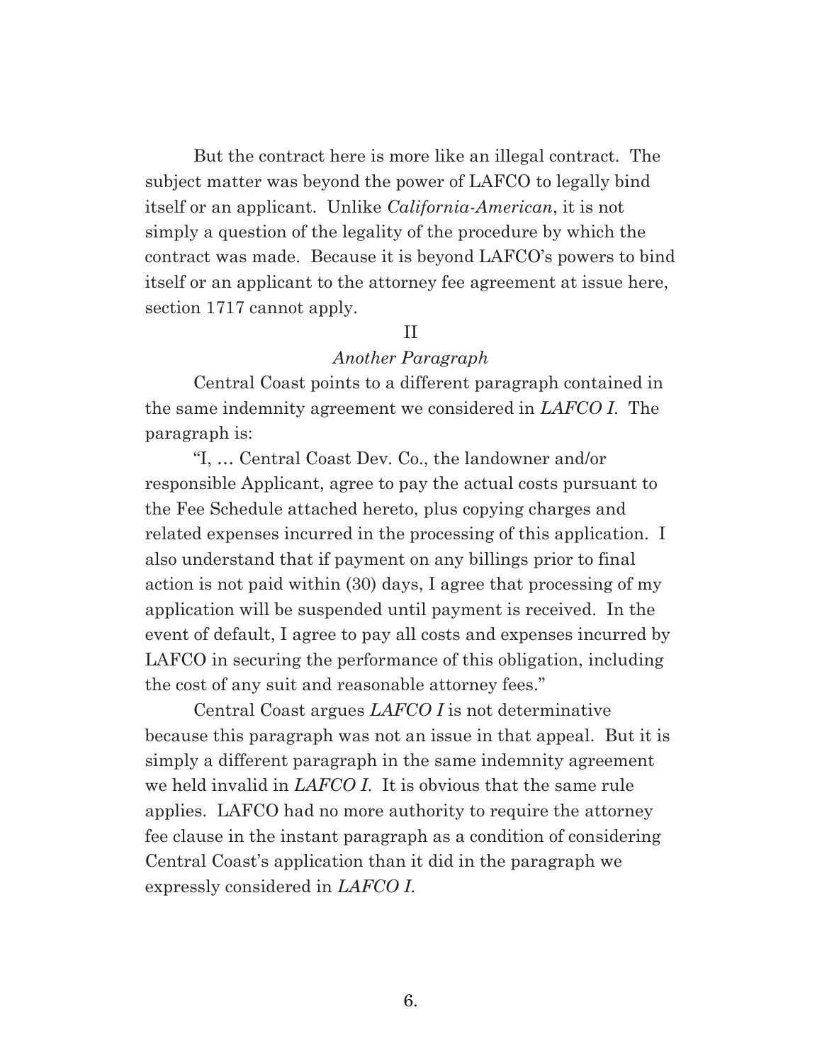But the contract here is more like an illegal contract. The subject matter was beyond the power of LAFCO to legally bind itself or an applicant. Unlike *California-American*, it is not simply a question of the legality of the procedure by which the contract was made. Because it is beyond LAFCO's powers to bind itself or an applicant to the attorney fee agreement at issue here, section 1717 cannot apply.

## II

### *Another Paragraph*

Central Coast points to a different paragraph contained in the same indemnity agreement we considered in *LAFCO I*. The paragraph is:

"I, … Central Coast Dev. Co., the landowner and/or responsible Applicant, agree to pay the actual costs pursuant to the Fee Schedule attached hereto, plus copying charges and related expenses incurred in the processing of this application. I also understand that if payment on any billings prior to final action is not paid within (30) days, I agree that processing of my application will be suspended until payment is received. In the event of default, I agree to pay all costs and expenses incurred by LAFCO in securing the performance of this obligation, including the cost of any suit and reasonable attorney fees."

Central Coast argues *LAFCO I* is not determinative because this paragraph was not an issue in that appeal. But it is simply a different paragraph in the same indemnity agreement we held invalid in *LAFCO I*. It is obvious that the same rule applies. LAFCO had no more authority to require the attorney fee clause in the instant paragraph as a condition of considering Central Coast's application than it did in the paragraph we expressly considered in *LAFCO I*.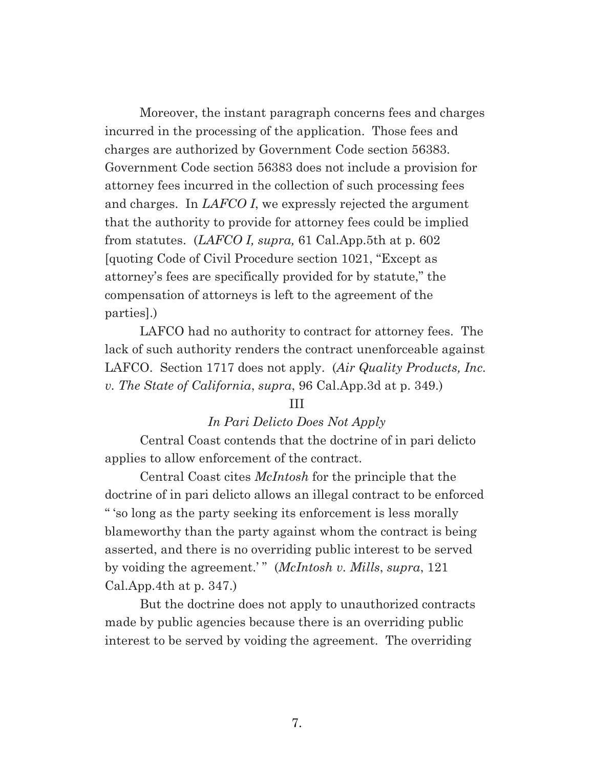Moreover, the instant paragraph concerns fees and charges incurred in the processing of the application. Those fees and charges are authorized by Government Code section 56383. Government Code section 56383 does not include a provision for attorney fees incurred in the collection of such processing fees and charges. In *LAFCO I*, we expressly rejected the argument that the authority to provide for attorney fees could be implied from statutes. (*LAFCO I, supra,* 61 Cal.App.5th at p. 602 [quoting Code of Civil Procedure section 1021, "Except as attorney's fees are specifically provided for by statute," the compensation of attorneys is left to the agreement of the parties].)

LAFCO had no authority to contract for attorney fees. The lack of such authority renders the contract unenforceable against LAFCO. Section 1717 does not apply. (*Air Quality Products, Inc. v. The State of California*, *supra*, 96 Cal.App.3d at p. 349.)

III

*In Pari Delicto Does Not Apply*

Central Coast contends that the doctrine of in pari delicto applies to allow enforcement of the contract.

Central Coast cites *McIntosh* for the principle that the doctrine of in pari delicto allows an illegal contract to be enforced " 'so long as the party seeking its enforcement is less morally blameworthy than the party against whom the contract is being asserted, and there is no overriding public interest to be served by voiding the agreement.' " (*McIntosh v. Mills*, *supra*, 121 Cal.App.4th at p. 347.)

But the doctrine does not apply to unauthorized contracts made by public agencies because there is an overriding public interest to be served by voiding the agreement. The overriding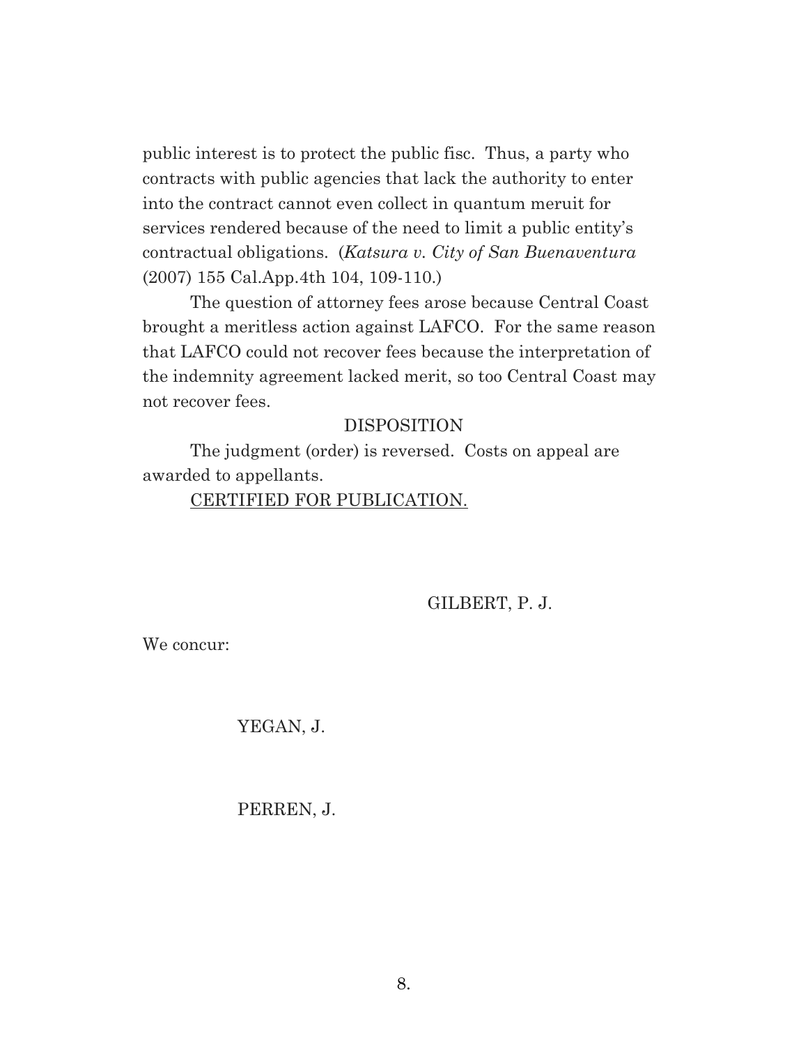public interest is to protect the public fisc. Thus, a party who contracts with public agencies that lack the authority to enter into the contract cannot even collect in quantum meruit for services rendered because of the need to limit a public entity's contractual obligations. (*Katsura v. City of San Buenaventura* (2007) 155 Cal.App.4th 104, 109-110.)

The question of attorney fees arose because Central Coast brought a meritless action against LAFCO. For the same reason that LAFCO could not recover fees because the interpretation of the indemnity agreement lacked merit, so too Central Coast may not recover fees.

DISPOSITION

The judgment (order) is reversed. Costs on appeal are awarded to appellants.

CERTIFIED FOR PUBLICATION.

GILBERT, P. J.

We concur:

YEGAN, J.

PERREN, J.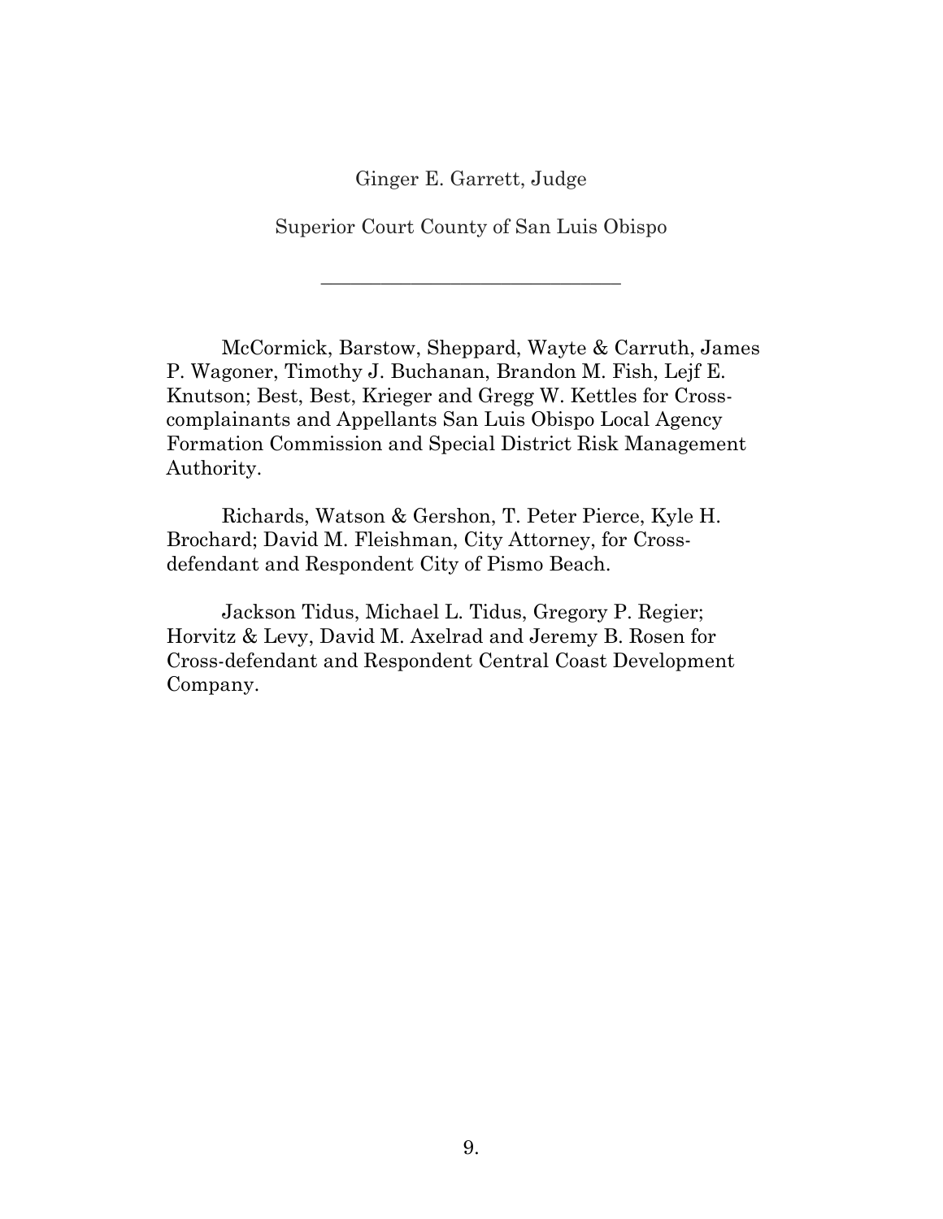Ginger E. Garrett, Judge

Superior Court County of San Luis Obispo

______________________________

McCormick, Barstow, Sheppard, Wayte & Carruth, James P. Wagoner, Timothy J. Buchanan, Brandon M. Fish, Lejf E. Knutson; Best, Best, Krieger and Gregg W. Kettles for Cross-complainants and Appellants San Luis Obispo Local Agency Formation Commission and Special District Risk Management Authority.

Richards, Watson & Gershon, T. Peter Pierce, Kyle H. Brochard; David M. Fleishman, City Attorney, for Cross-defendant and Respondent City of Pismo Beach.

Jackson Tidus, Michael L. Tidus, Gregory P. Regier; Horvitz & Levy, David M. Axelrad and Jeremy B. Rosen for Cross-defendant and Respondent Central Coast Development Company.